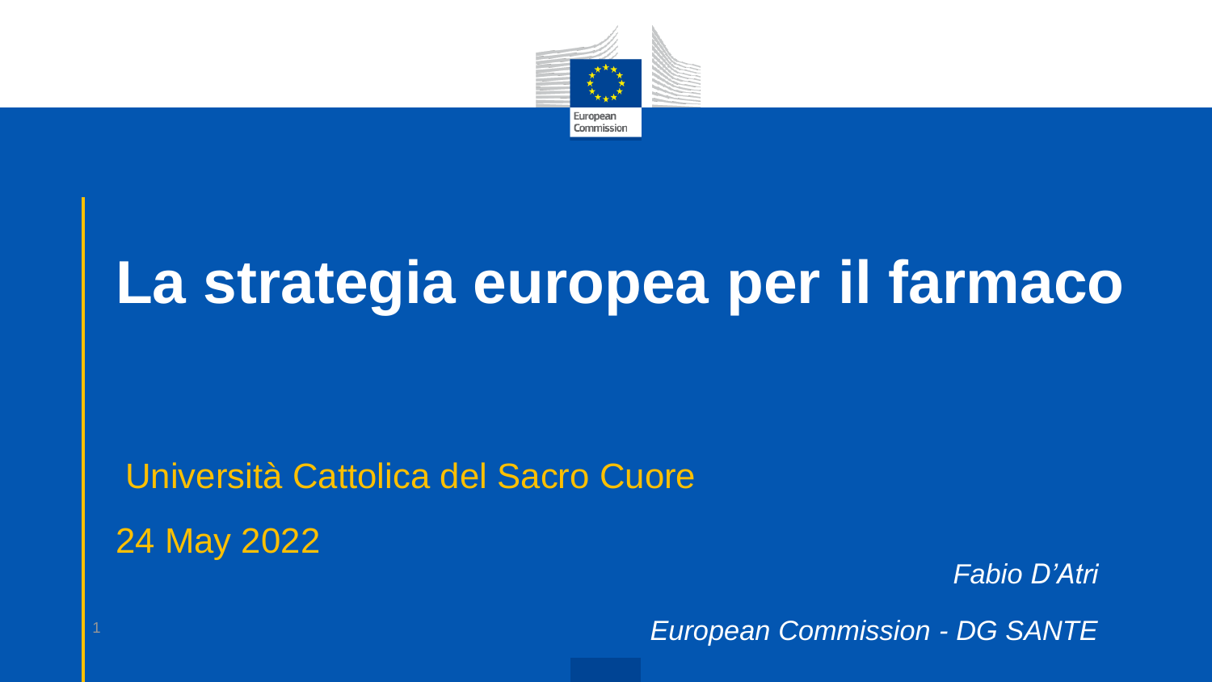# La strategia europea per il farmaco

Università Cattolica del Sacro Cuore

24 May 2022

*Fabio D'Atri*

*European Commission - DG SANTE*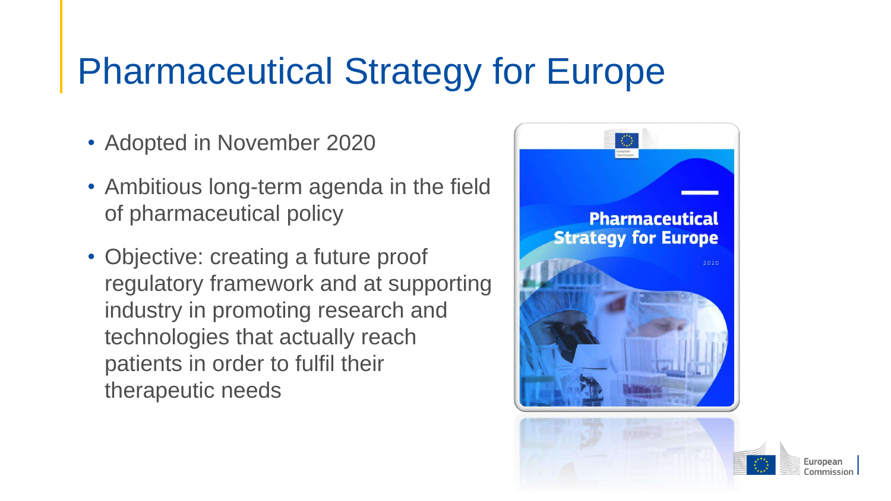# Pharmaceutical Strategy for Europe

- Adopted in November 2020
- Ambitious long-term agenda in the field of pharmaceutical policy
- Objective: creating a future proof regulatory framework and at supporting industry in promoting research and technologies that actually reach patients in order to fulfil their therapeutic needs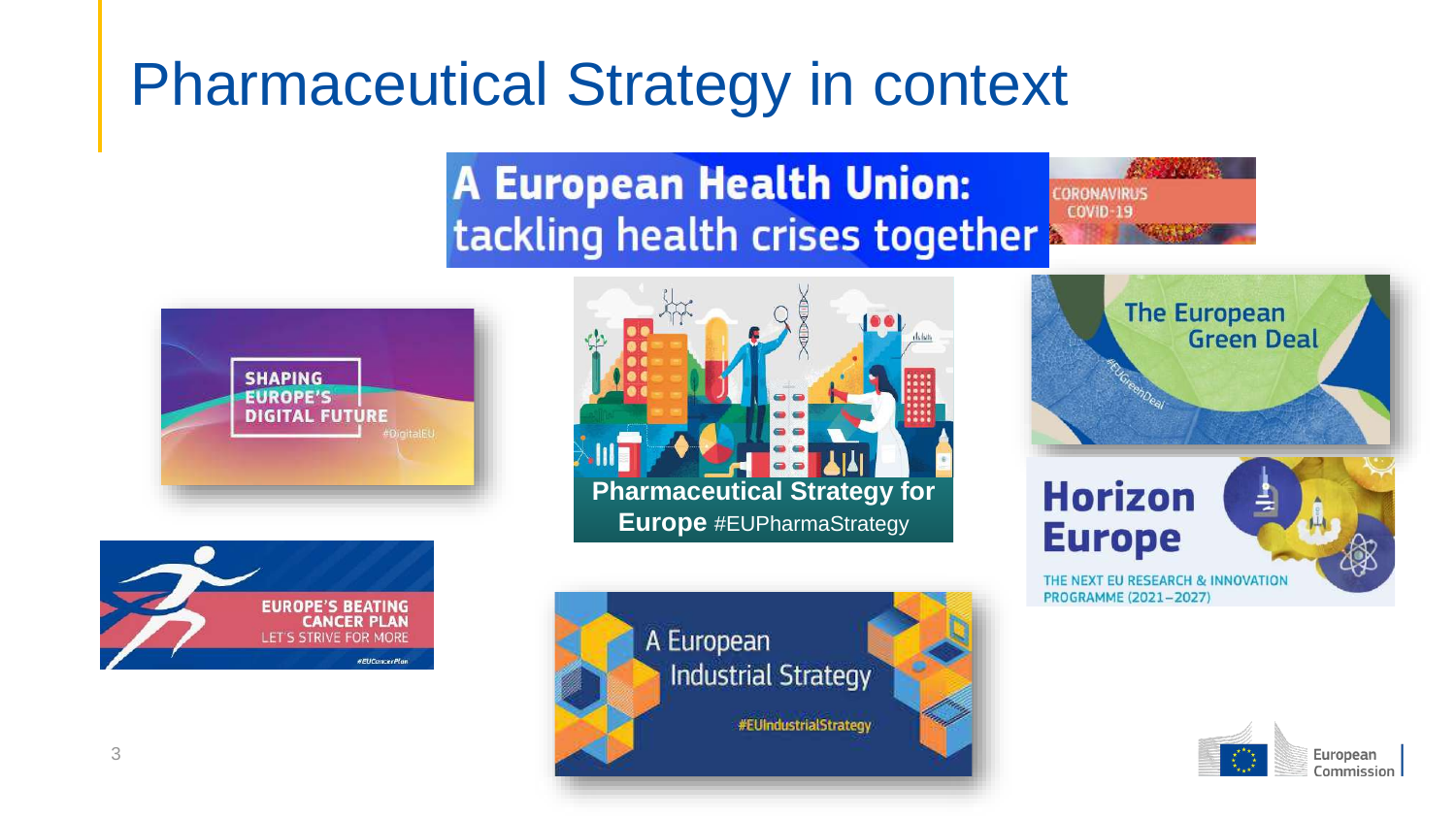# Pharmaceutical Strategy in context

A European Health Union: tackling health crises together

CORONAVIRUS COVID-19

SHAPING EUROPE'S DIGITAL FUTURE #DigitalEU

Pharmaceutical Strategy for Europe #EUPharmaStrategy

The European Green Deal #EUGreenDeal

Horizon Europe THE NEXT EU RESEARCH & INNOVATION PROGRAMME (2021–2027)

EUROPE'S BEATING CANCER PLAN LET'S STRIVE FOR MORE #EUCancerPlan

A European Industrial Strategy #EUIndustrialStrategy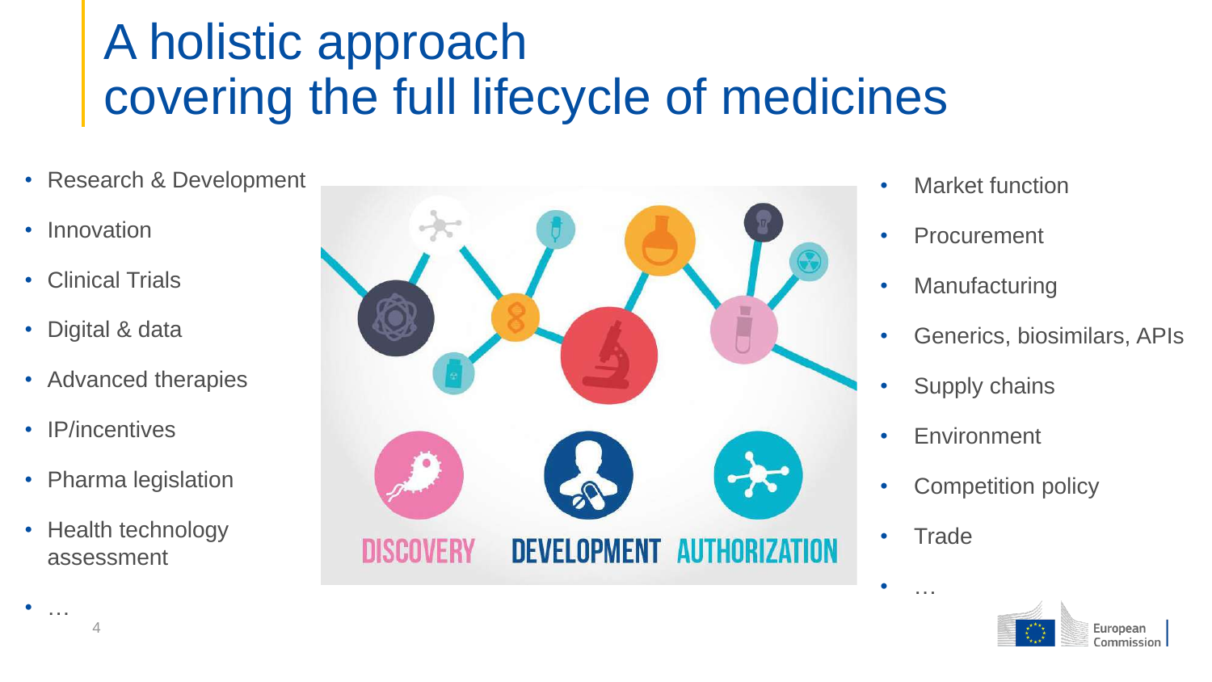# A holistic approach covering the full lifecycle of medicines

- Research & Development
- Innovation
- Clinical Trials
- Digital & data
- Advanced therapies
- IP/incentives
- Pharma legislation
- Health technology assessment
- …

DISCOVERY DEVELOPMENT AUTHORIZATION

- Market function
- Procurement
- Manufacturing
- Generics, biosimilars, APIs
- Supply chains
- Environment
- Competition policy
- Trade
- …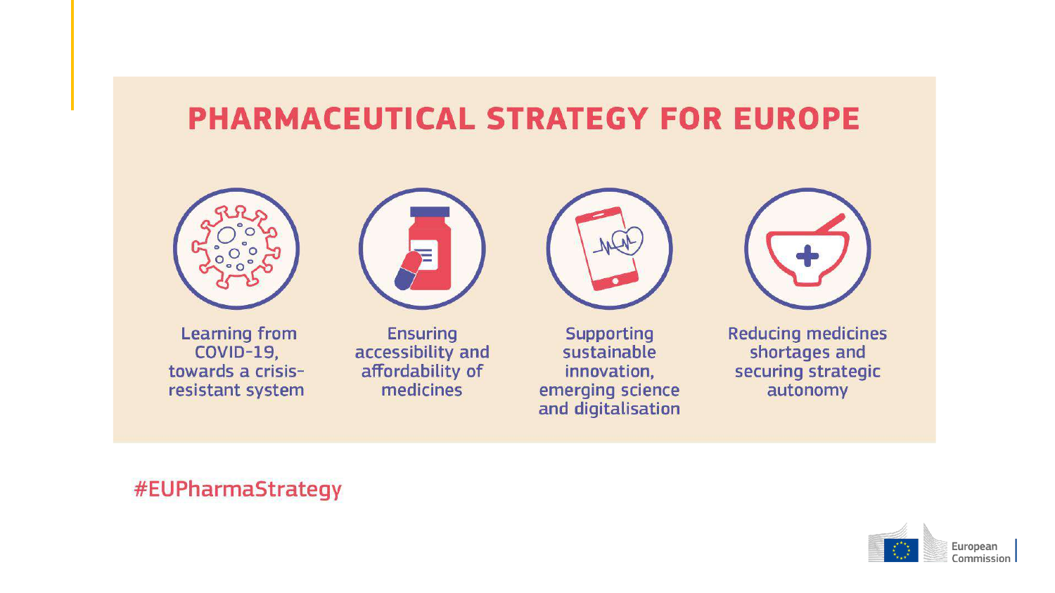# PHARMACEUTICAL STRATEGY FOR EUROPE

- Learning from COVID-19, towards a crisis-resistant system
- Ensuring accessibility and affordability of medicines
- Supporting sustainable innovation, emerging science and digitalisation
- Reducing medicines shortages and securing strategic autonomy

#EUPharmaStrategy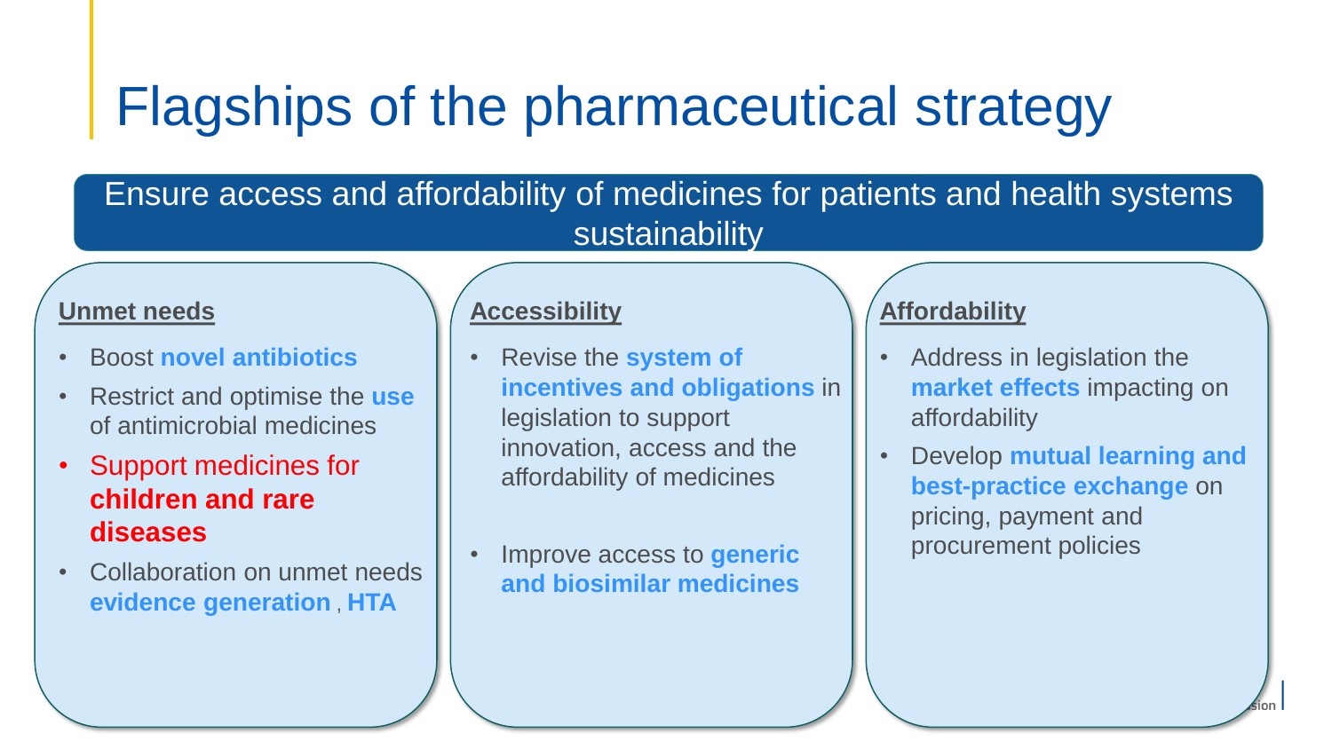# Flagships of the pharmaceutical strategy

## Ensure access and affordability of medicines for patients and health systems sustainability

### Unmet needs

- Boost **novel antibiotics**
- Restrict and optimise the **use** of antimicrobial medicines
- Support medicines for **children and rare diseases**
- Collaboration on unmet needs **evidence generation** , **HTA**

### Accessibility

- Revise the **system of incentives and obligations** in legislation to support innovation, access and the affordability of medicines
- Improve access to **generic and biosimilar medicines**

### Affordability

- Address in legislation the **market effects** impacting on affordability
- Develop **mutual learning and best-practice exchange** on pricing, payment and procurement policies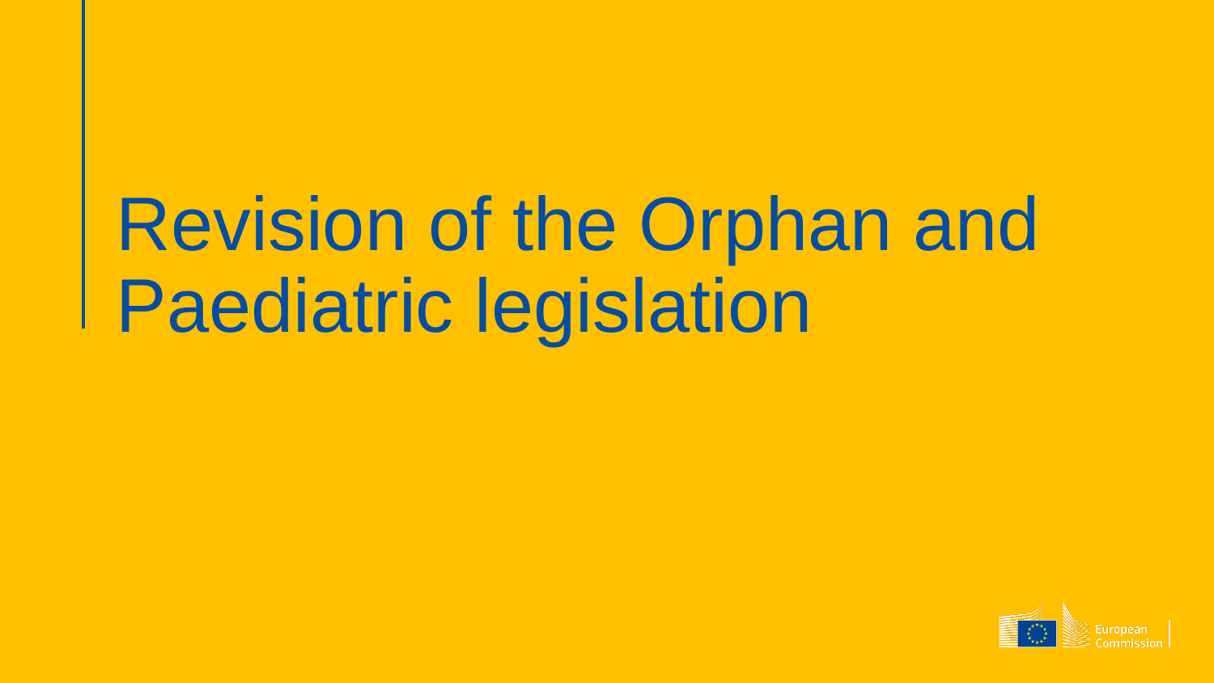# Revision of the Orphan and Paediatric legislation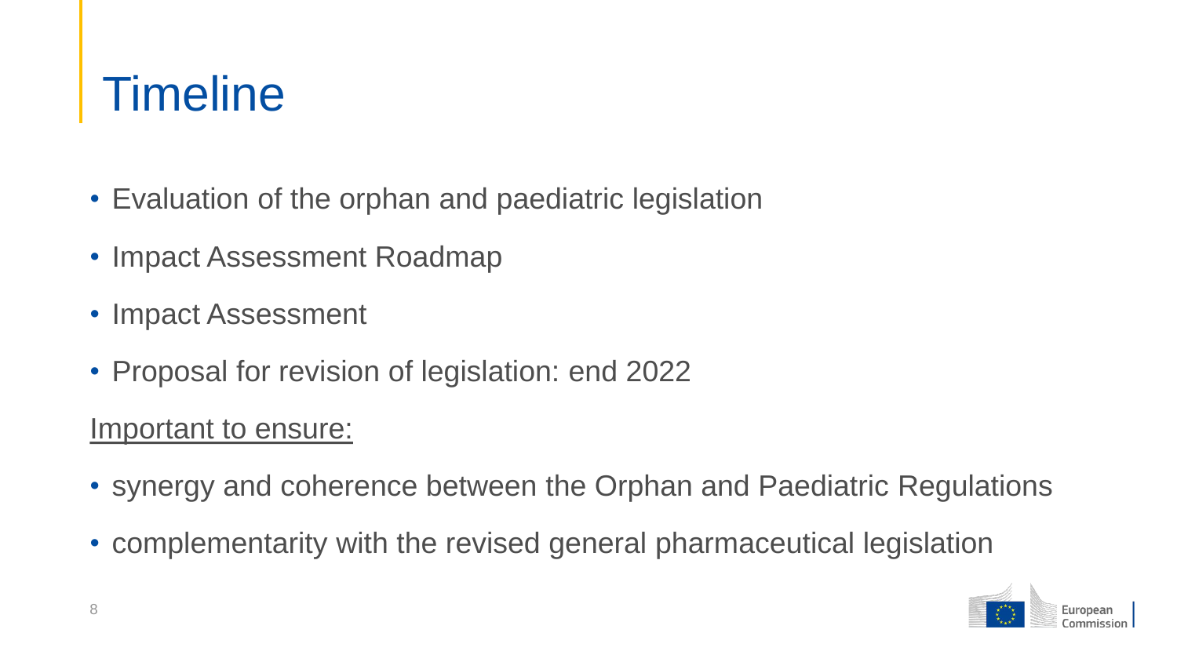# Timeline

- Evaluation of the orphan and paediatric legislation
- Impact Assessment Roadmap
- Impact Assessment
- Proposal for revision of legislation: end 2022

<u>Important to ensure:</u>

- synergy and coherence between the Orphan and Paediatric Regulations
- complementarity with the revised general pharmaceutical legislation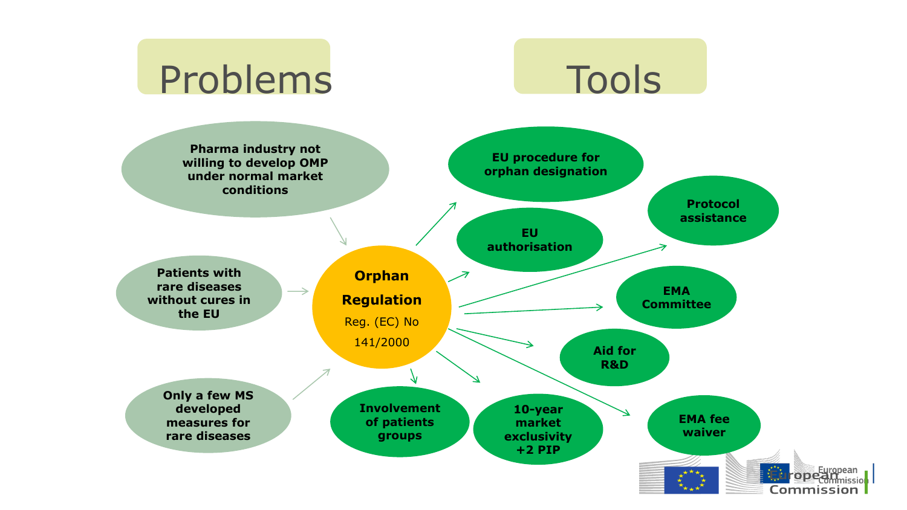## Problems

- Pharma industry not willing to develop OMP under normal market conditions
- Patients with rare diseases without cures in the EU
- Only a few MS developed measures for rare diseases

**Orphan Regulation**

Reg. (EC) No 141/2000

## Tools

- EU procedure for orphan designation
- EU authorisation
- Protocol assistance
- EMA Committee
- Aid for R&D
- EMA fee waiver
- Involvement of patients groups
- 10-year market exclusivity +2 PIP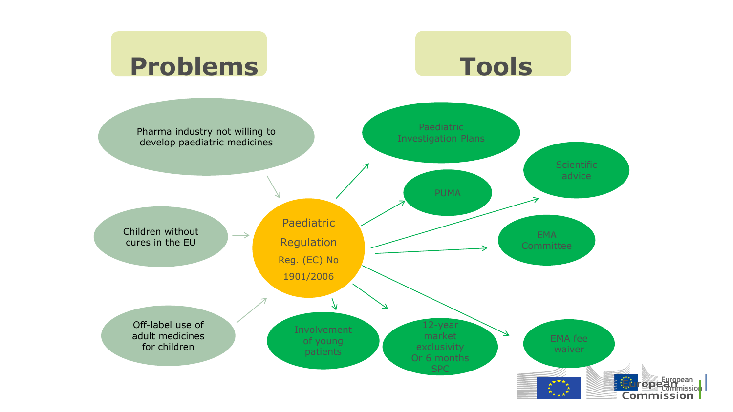## Problems

- Pharma industry not willing to develop paediatric medicines
- Children without cures in the EU
- Off-label use of adult medicines for children

## Tools

**Paediatric Regulation**
Reg. (EC) No 1901/2006

- Paediatric Investigation Plans
- PUMA
- Scientific advice
- EMA Committee
- EMA fee waiver
- Involvement of young patients
- 12-year market exclusivity Or 6 months SPC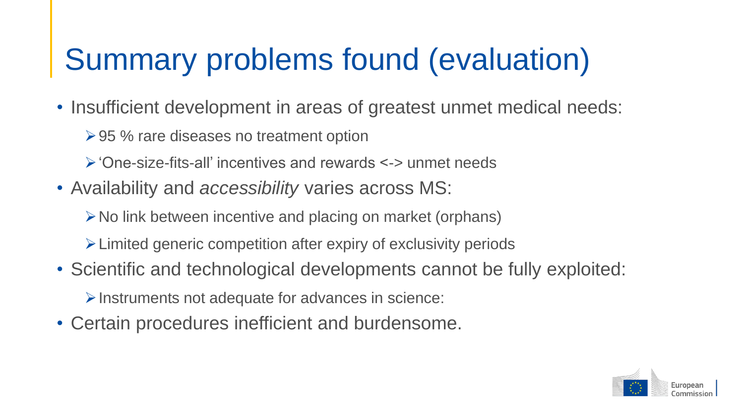# Summary problems found (evaluation)

- Insufficient development in areas of greatest unmet medical needs:
  - 95 % rare diseases no treatment option
  - 'One-size-fits-all' incentives and rewards <-> unmet needs
- Availability and *accessibility* varies across MS:
  - No link between incentive and placing on market (orphans)
  - Limited generic competition after expiry of exclusivity periods
- Scientific and technological developments cannot be fully exploited:
  - Instruments not adequate for advances in science:
- Certain procedures inefficient and burdensome.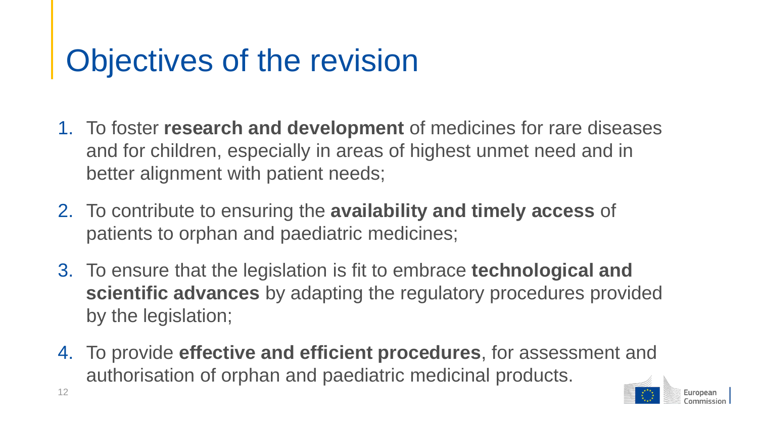# Objectives of the revision

1. To foster **research and development** of medicines for rare diseases and for children, especially in areas of highest unmet need and in better alignment with patient needs;
2. To contribute to ensuring the **availability and timely access** of patients to orphan and paediatric medicines;
3. To ensure that the legislation is fit to embrace **technological and scientific advances** by adapting the regulatory procedures provided by the legislation;
4. To provide **effective and efficient procedures**, for assessment and authorisation of orphan and paediatric medicinal products.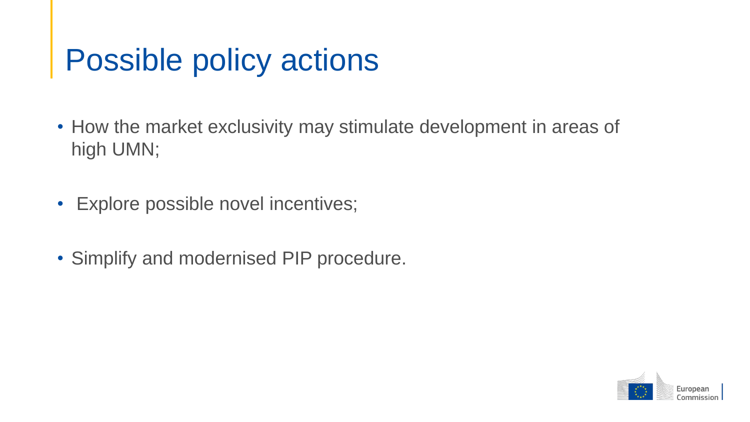# Possible policy actions

- How the market exclusivity may stimulate development in areas of high UMN;
- Explore possible novel incentives;
- Simplify and modernised PIP procedure.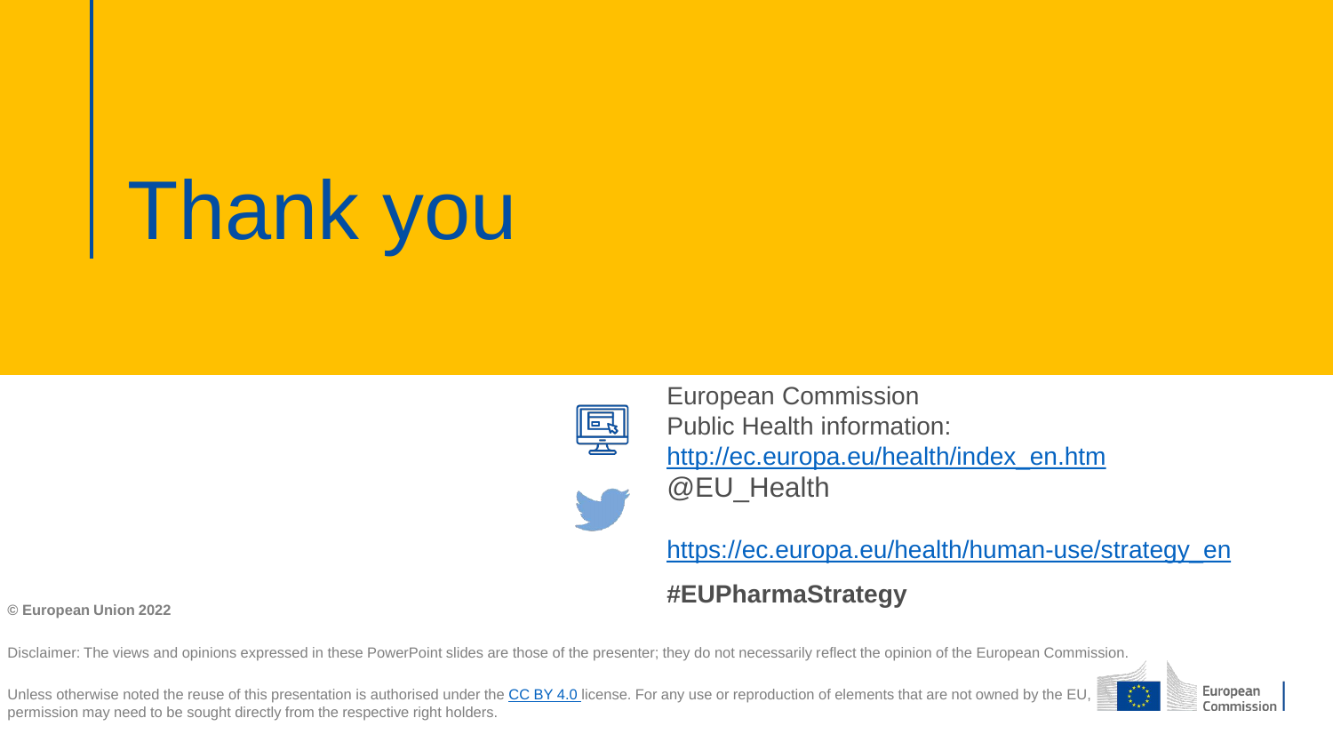# Thank you

European Commission
Public Health information:
http://ec.europa.eu/health/index_en.htm
@EU_Health

https://ec.europa.eu/health/human-use/strategy_en

**#EUPharmaStrategy**

**© European Union 2022**

Disclaimer: The views and opinions expressed in these PowerPoint slides are those of the presenter; they do not necessarily reflect the opinion of the European Commission.

Unless otherwise noted the reuse of this presentation is authorised under the CC BY 4.0 license. For any use or reproduction of elements that are not owned by the EU, permission may need to be sought directly from the respective right holders.

European Commission